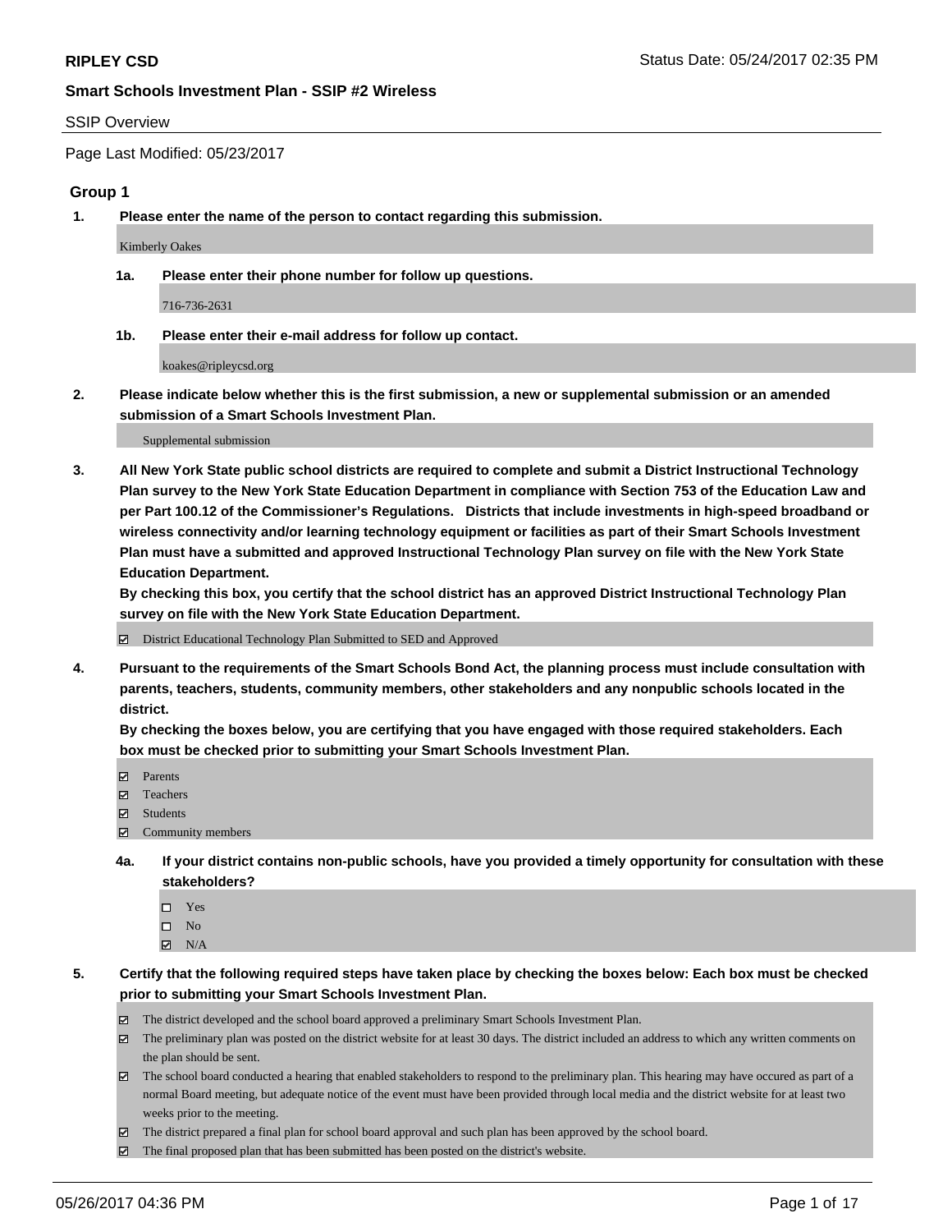**RIPLEY CSD** Status Date: 05/24/2017 02:35 PM

**Smart Schools Investment Plan - SSIP #2 Wireless**

SSIP Overview

Page Last Modified: 05/23/2017

## Group 1

**1. Please enter the name of the person to contact regarding this submission.**

Kimberly Oakes

**1a. Please enter their phone number for follow up questions.**

716-736-2631

**1b. Please enter their e-mail address for follow up contact.**

koakes@ripleycsd.org

**2. Please indicate below whether this is the first submission, a new or supplemental submission or an amended submission of a Smart Schools Investment Plan.**

Supplemental submission

**3. All New York State public school districts are required to complete and submit a District Instructional Technology Plan survey to the New York State Education Department in compliance with Section 753 of the Education Law and per Part 100.12 of the Commissioner's Regulations. Districts that include investments in high-speed broadband or wireless connectivity and/or learning technology equipment or facilities as part of their Smart Schools Investment Plan must have a submitted and approved Instructional Technology Plan survey on file with the New York State Education Department.**
**By checking this box, you certify that the school district has an approved District Instructional Technology Plan survey on file with the New York State Education Department.**

☑ District Educational Technology Plan Submitted to SED and Approved

**4. Pursuant to the requirements of the Smart Schools Bond Act, the planning process must include consultation with parents, teachers, students, community members, other stakeholders and any nonpublic schools located in the district.**
**By checking the boxes below, you are certifying that you have engaged with those required stakeholders. Each box must be checked prior to submitting your Smart Schools Investment Plan.**

☑ Parents
☑ Teachers
☑ Students
☑ Community members

**4a. If your district contains non-public schools, have you provided a timely opportunity for consultation with these stakeholders?**

☐ Yes
☐ No
☑ N/A

**5. Certify that the following required steps have taken place by checking the boxes below: Each box must be checked prior to submitting your Smart Schools Investment Plan.**

☑ The district developed and the school board approved a preliminary Smart Schools Investment Plan.
☑ The preliminary plan was posted on the district website for at least 30 days. The district included an address to which any written comments on the plan should be sent.
☑ The school board conducted a hearing that enabled stakeholders to respond to the preliminary plan. This hearing may have occured as part of a normal Board meeting, but adequate notice of the event must have been provided through local media and the district website for at least two weeks prior to the meeting.
☑ The district prepared a final plan for school board approval and such plan has been approved by the school board.
☑ The final proposed plan that has been submitted has been posted on the district's website.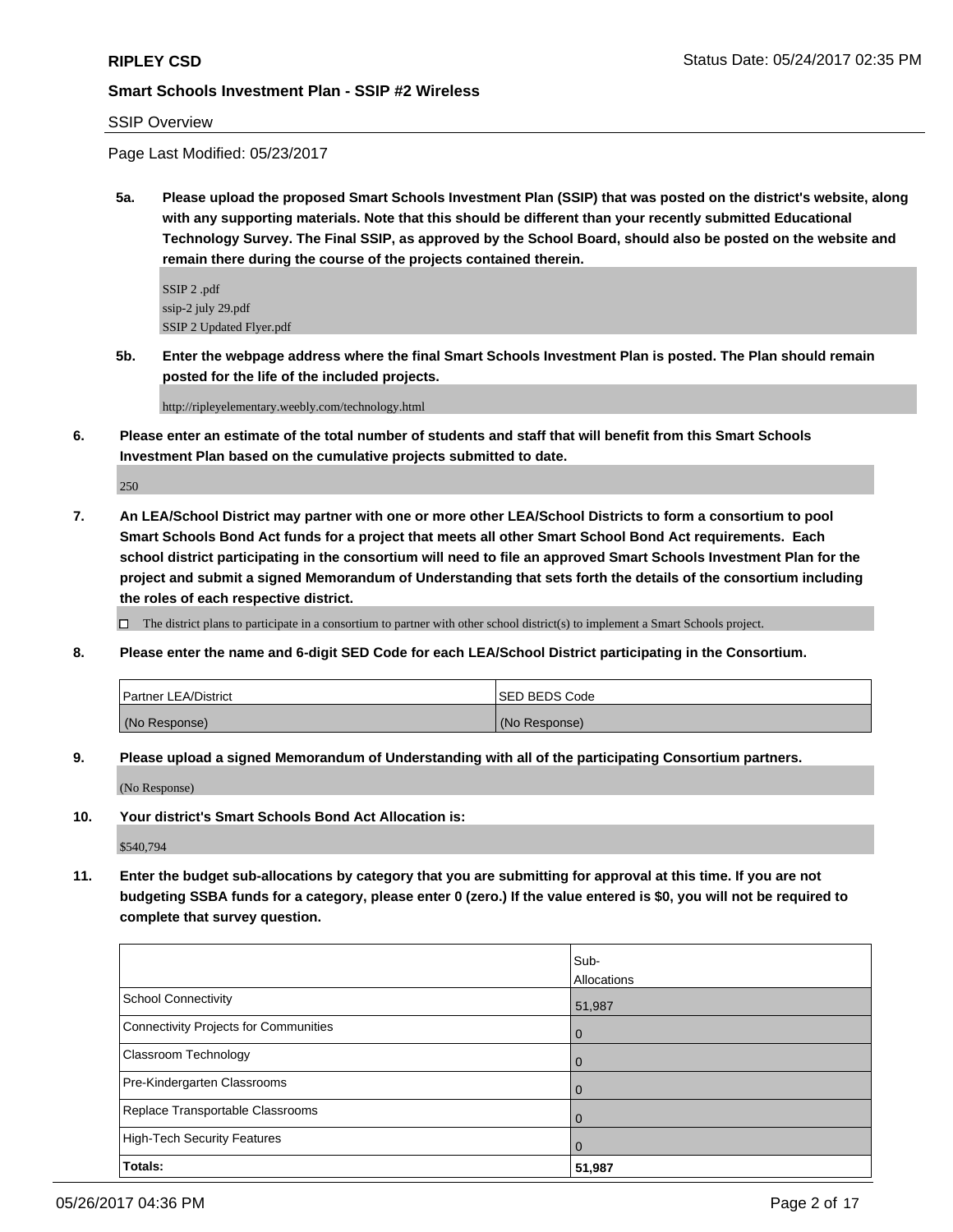**RIPLEY CSD** Status Date: 05/24/2017 02:35 PM

**Smart Schools Investment Plan - SSIP #2 Wireless**

SSIP Overview

Page Last Modified: 05/23/2017

**5a. Please upload the proposed Smart Schools Investment Plan (SSIP) that was posted on the district's website, along with any supporting materials. Note that this should be different than your recently submitted Educational Technology Survey. The Final SSIP, as approved by the School Board, should also be posted on the website and remain there during the course of the projects contained therein.**

SSIP 2 .pdf
ssip-2 july 29.pdf
SSIP 2 Updated Flyer.pdf

**5b. Enter the webpage address where the final Smart Schools Investment Plan is posted. The Plan should remain posted for the life of the included projects.**

http://ripleyelementary.weebly.com/technology.html

**6. Please enter an estimate of the total number of students and staff that will benefit from this Smart Schools Investment Plan based on the cumulative projects submitted to date.**

250

**7. An LEA/School District may partner with one or more other LEA/School Districts to form a consortium to pool Smart Schools Bond Act funds for a project that meets all other Smart School Bond Act requirements. Each school district participating in the consortium will need to file an approved Smart Schools Investment Plan for the project and submit a signed Memorandum of Understanding that sets forth the details of the consortium including the roles of each respective district.**

☐ The district plans to participate in a consortium to partner with other school district(s) to implement a Smart Schools project.

**8. Please enter the name and 6-digit SED Code for each LEA/School District participating in the Consortium.**

| Partner LEA/District | SED BEDS Code |
|---|---|
| (No Response) | (No Response) |

**9. Please upload a signed Memorandum of Understanding with all of the participating Consortium partners.**

(No Response)

**10. Your district's Smart Schools Bond Act Allocation is:**

$540,794

**11. Enter the budget sub-allocations by category that you are submitting for approval at this time. If you are not budgeting SSBA funds for a category, please enter 0 (zero.) If the value entered is $0, you will not be required to complete that survey question.**

| | Sub-Allocations |
|---|---|
| School Connectivity | 51,987 |
| Connectivity Projects for Communities | 0 |
| Classroom Technology | 0 |
| Pre-Kindergarten Classrooms | 0 |
| Replace Transportable Classrooms | 0 |
| High-Tech Security Features | 0 |
| **Totals:** | **51,987** |

05/26/2017 04:36 PM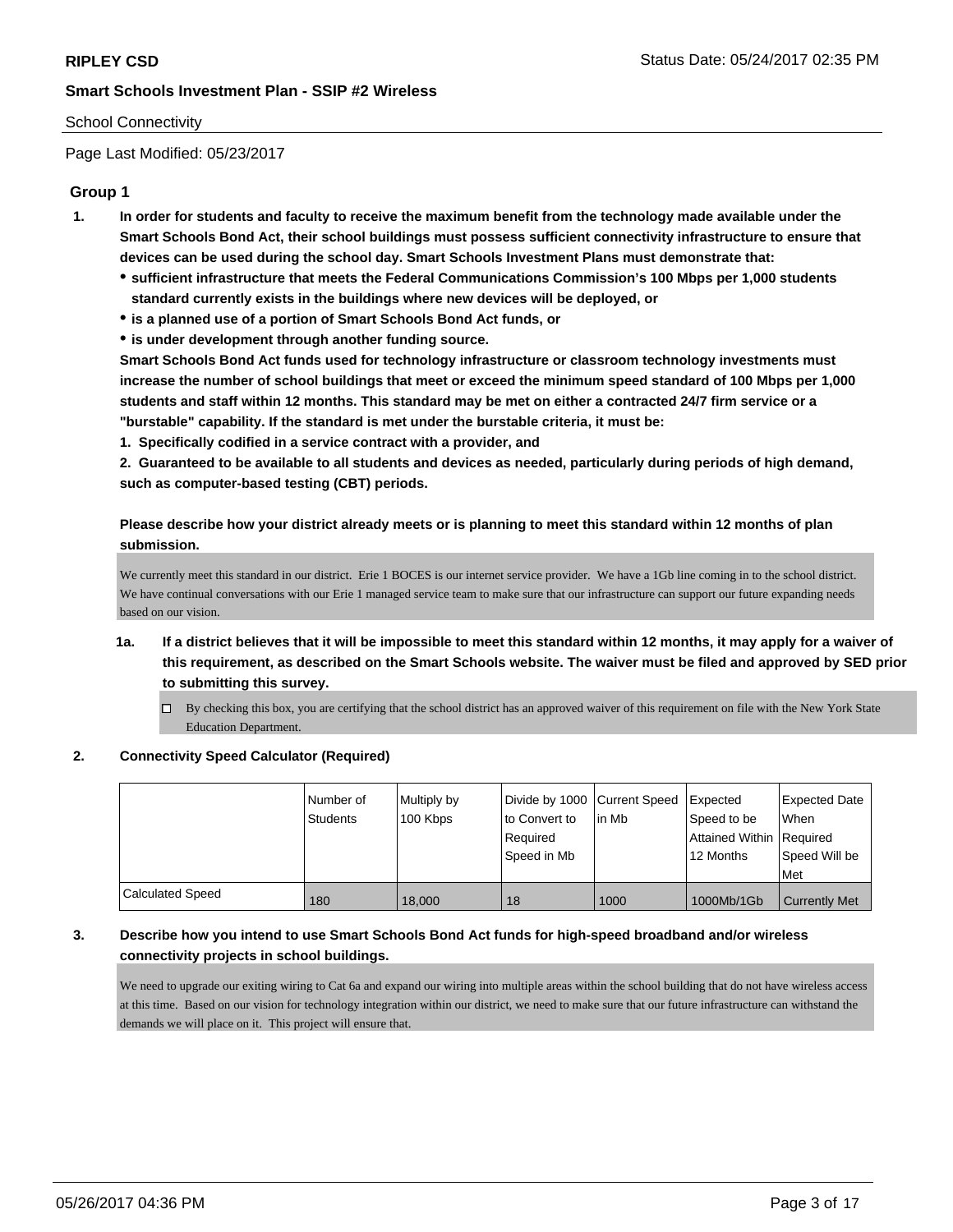School Connectivity

Page Last Modified: 05/23/2017

## Group 1

**1. In order for students and faculty to receive the maximum benefit from the technology made available under the Smart Schools Bond Act, their school buildings must possess sufficient connectivity infrastructure to ensure that devices can be used during the school day. Smart Schools Investment Plans must demonstrate that:**

- **sufficient infrastructure that meets the Federal Communications Commission's 100 Mbps per 1,000 students standard currently exists in the buildings where new devices will be deployed, or**
- **is a planned use of a portion of Smart Schools Bond Act funds, or**
- **is under development through another funding source.**

**Smart Schools Bond Act funds used for technology infrastructure or classroom technology investments must increase the number of school buildings that meet or exceed the minimum speed standard of 100 Mbps per 1,000 students and staff within 12 months. This standard may be met on either a contracted 24/7 firm service or a "burstable" capability. If the standard is met under the burstable criteria, it must be:**

**1. Specifically codified in a service contract with a provider, and**

**2. Guaranteed to be available to all students and devices as needed, particularly during periods of high demand, such as computer-based testing (CBT) periods.**

**Please describe how your district already meets or is planning to meet this standard within 12 months of plan submission.**

We currently meet this standard in our district. Erie 1 BOCES is our internet service provider. We have a 1Gb line coming in to the school district. We have continual conversations with our Erie 1 managed service team to make sure that our infrastructure can support our future expanding needs based on our vision.

**1a. If a district believes that it will be impossible to meet this standard within 12 months, it may apply for a waiver of this requirement, as described on the Smart Schools website. The waiver must be filed and approved by SED prior to submitting this survey.**

☐ By checking this box, you are certifying that the school district has an approved waiver of this requirement on file with the New York State Education Department.

**2. Connectivity Speed Calculator (Required)**

| | Number of Students | Multiply by 100 Kbps | Divide by 1000 to Convert to Required Speed in Mb | Current Speed in Mb | Expected Speed to be Attained Within 12 Months | Expected Date When Required Speed Will be Met |
|---|---|---|---|---|---|---|
| Calculated Speed | 180 | 18,000 | 18 | 1000 | 1000Mb/1Gb | Currently Met |

**3. Describe how you intend to use Smart Schools Bond Act funds for high-speed broadband and/or wireless connectivity projects in school buildings.**

We need to upgrade our exiting wiring to Cat 6a and expand our wiring into multiple areas within the school building that do not have wireless access at this time. Based on our vision for technology integration within our district, we need to make sure that our future infrastructure can withstand the demands we will place on it. This project will ensure that.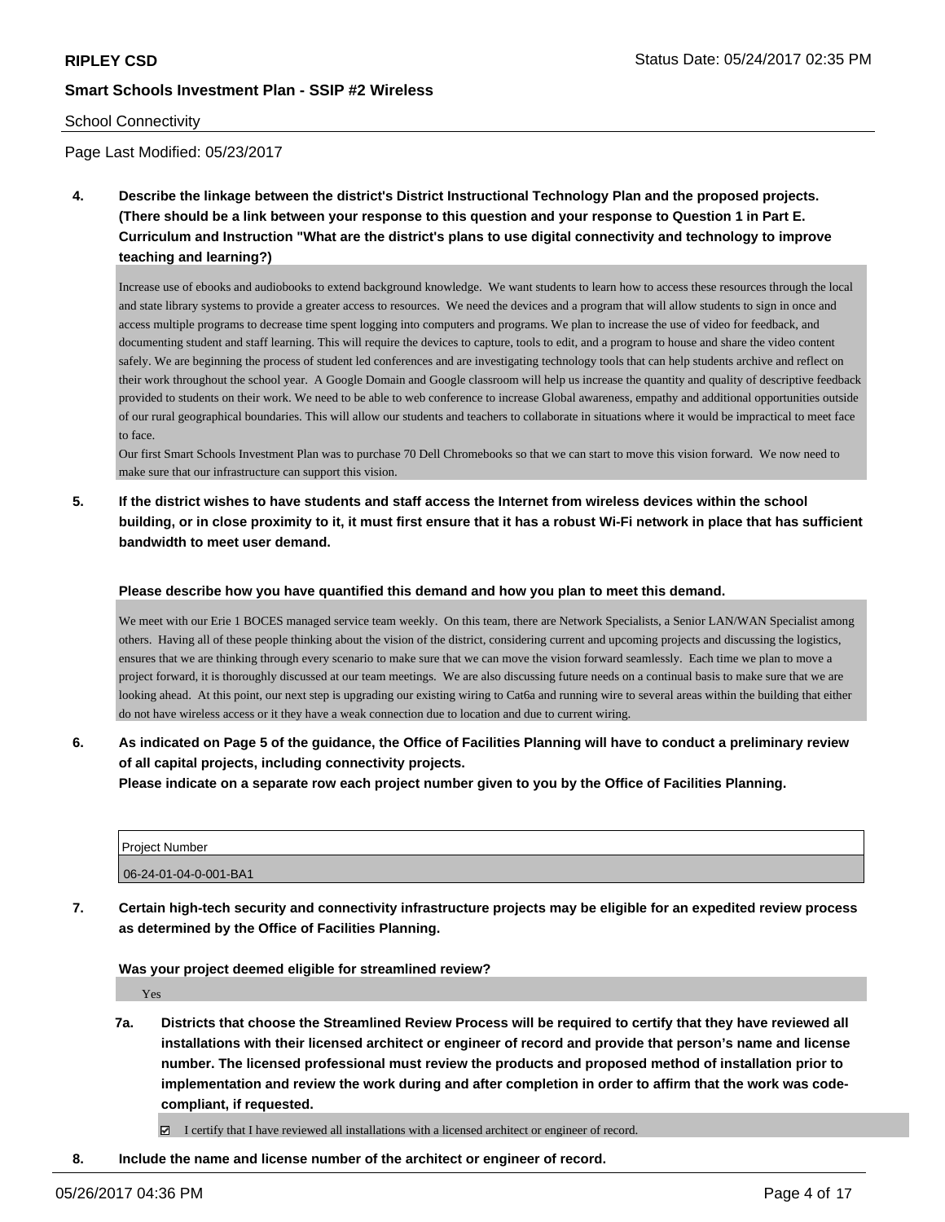School Connectivity

Page Last Modified: 05/23/2017

**4. Describe the linkage between the district's District Instructional Technology Plan and the proposed projects. (There should be a link between your response to this question and your response to Question 1 in Part E. Curriculum and Instruction "What are the district's plans to use digital connectivity and technology to improve teaching and learning?)**

Increase use of ebooks and audiobooks to extend background knowledge. We want students to learn how to access these resources through the local and state library systems to provide a greater access to resources. We need the devices and a program that will allow students to sign in once and access multiple programs to decrease time spent logging into computers and programs. We plan to increase the use of video for feedback, and documenting student and staff learning. This will require the devices to capture, tools to edit, and a program to house and share the video content safely. We are beginning the process of student led conferences and are investigating technology tools that can help students archive and reflect on their work throughout the school year. A Google Domain and Google classroom will help us increase the quantity and quality of descriptive feedback provided to students on their work. We need to be able to web conference to increase Global awareness, empathy and additional opportunities outside of our rural geographical boundaries. This will allow our students and teachers to collaborate in situations where it would be impractical to meet face to face.

Our first Smart Schools Investment Plan was to purchase 70 Dell Chromebooks so that we can start to move this vision forward. We now need to make sure that our infrastructure can support this vision.

**5. If the district wishes to have students and staff access the Internet from wireless devices within the school building, or in close proximity to it, it must first ensure that it has a robust Wi-Fi network in place that has sufficient bandwidth to meet user demand.**

**Please describe how you have quantified this demand and how you plan to meet this demand.**

We meet with our Erie 1 BOCES managed service team weekly. On this team, there are Network Specialists, a Senior LAN/WAN Specialist among others. Having all of these people thinking about the vision of the district, considering current and upcoming projects and discussing the logistics, ensures that we are thinking through every scenario to make sure that we can move the vision forward seamlessly. Each time we plan to move a project forward, it is thoroughly discussed at our team meetings. We are also discussing future needs on a continual basis to make sure that we are looking ahead. At this point, our next step is upgrading our existing wiring to Cat6a and running wire to several areas within the building that either do not have wireless access or it they have a weak connection due to location and due to current wiring.

**6. As indicated on Page 5 of the guidance, the Office of Facilities Planning will have to conduct a preliminary review of all capital projects, including connectivity projects.**
**Please indicate on a separate row each project number given to you by the Office of Facilities Planning.**

| Project Number |
|---|
| 06-24-01-04-0-001-BA1 |

**7. Certain high-tech security and connectivity infrastructure projects may be eligible for an expedited review process as determined by the Office of Facilities Planning.**

**Was your project deemed eligible for streamlined review?**

Yes

**7a. Districts that choose the Streamlined Review Process will be required to certify that they have reviewed all installations with their licensed architect or engineer of record and provide that person's name and license number. The licensed professional must review the products and proposed method of installation prior to implementation and review the work during and after completion in order to affirm that the work was code-compliant, if requested.**

☑ I certify that I have reviewed all installations with a licensed architect or engineer of record.

**8. Include the name and license number of the architect or engineer of record.**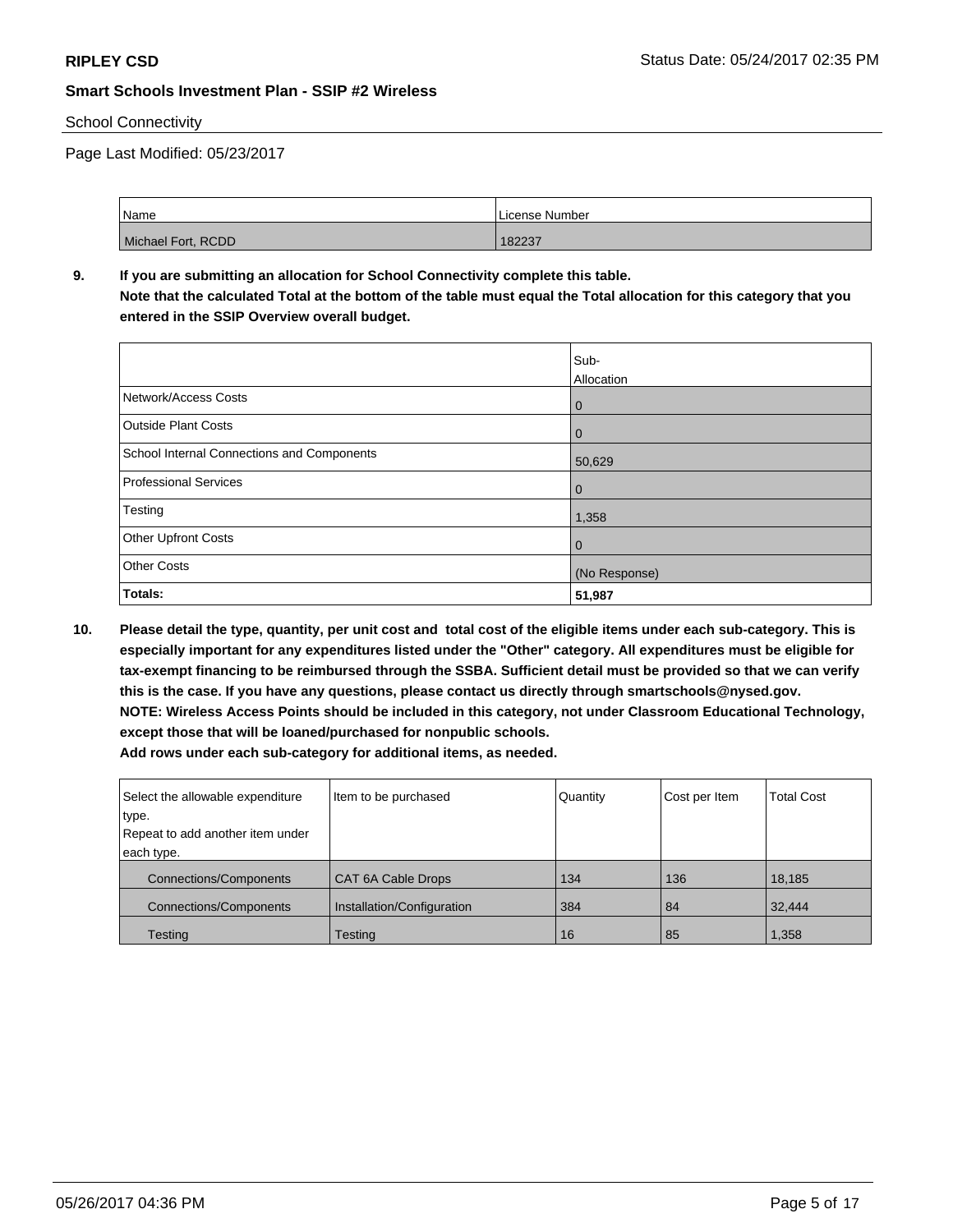School Connectivity

Page Last Modified: 05/23/2017

| Name | License Number |
|---|---|
| Michael Fort, RCDD | 182237 |

**9. If you are submitting an allocation for School Connectivity complete this table.**
**Note that the calculated Total at the bottom of the table must equal the Total allocation for this category that you entered in the SSIP Overview overall budget.**

| | Sub-Allocation |
|---|---|
| Network/Access Costs | 0 |
| Outside Plant Costs | 0 |
| School Internal Connections and Components | 50,629 |
| Professional Services | 0 |
| Testing | 1,358 |
| Other Upfront Costs | 0 |
| Other Costs | (No Response) |
| **Totals:** | **51,987** |

**10. Please detail the type, quantity, per unit cost and total cost of the eligible items under each sub-category. This is especially important for any expenditures listed under the "Other" category. All expenditures must be eligible for tax-exempt financing to be reimbursed through the SSBA. Sufficient detail must be provided so that we can verify this is the case. If you have any questions, please contact us directly through smartschools@nysed.gov.**
**NOTE: Wireless Access Points should be included in this category, not under Classroom Educational Technology, except those that will be loaned/purchased for nonpublic schools.**
**Add rows under each sub-category for additional items, as needed.**

| Select the allowable expenditure type. Repeat to add another item under each type. | Item to be purchased | Quantity | Cost per Item | Total Cost |
|---|---|---|---|---|
| Connections/Components | CAT 6A Cable Drops | 134 | 136 | 18,185 |
| Connections/Components | Installation/Configuration | 384 | 84 | 32,444 |
| Testing | Testing | 16 | 85 | 1,358 |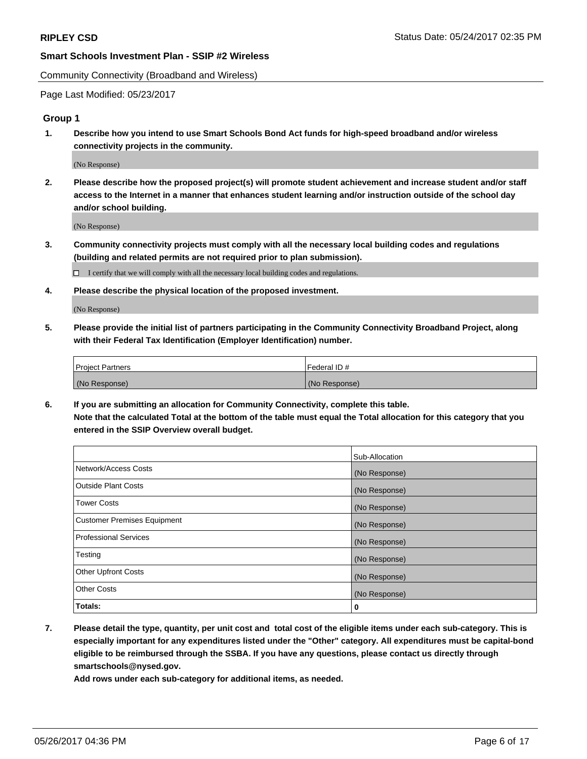Community Connectivity (Broadband and Wireless)

Page Last Modified: 05/23/2017

## Group 1

**1. Describe how you intend to use Smart Schools Bond Act funds for high-speed broadband and/or wireless connectivity projects in the community.**

(No Response)

**2. Please describe how the proposed project(s) will promote student achievement and increase student and/or staff access to the Internet in a manner that enhances student learning and/or instruction outside of the school day and/or school building.**

(No Response)

**3. Community connectivity projects must comply with all the necessary local building codes and regulations (building and related permits are not required prior to plan submission).**

☐ I certify that we will comply with all the necessary local building codes and regulations.

**4. Please describe the physical location of the proposed investment.**

(No Response)

**5. Please provide the initial list of partners participating in the Community Connectivity Broadband Project, along with their Federal Tax Identification (Employer Identification) number.**

| Project Partners | Federal ID # |
|---|---|
| (No Response) | (No Response) |

**6. If you are submitting an allocation for Community Connectivity, complete this table. Note that the calculated Total at the bottom of the table must equal the Total allocation for this category that you entered in the SSIP Overview overall budget.**

| | Sub-Allocation |
|---|---|
| Network/Access Costs | (No Response) |
| Outside Plant Costs | (No Response) |
| Tower Costs | (No Response) |
| Customer Premises Equipment | (No Response) |
| Professional Services | (No Response) |
| Testing | (No Response) |
| Other Upfront Costs | (No Response) |
| Other Costs | (No Response) |
| **Totals:** | **0** |

**7. Please detail the type, quantity, per unit cost and total cost of the eligible items under each sub-category. This is especially important for any expenditures listed under the "Other" category. All expenditures must be capital-bond eligible to be reimbursed through the SSBA. If you have any questions, please contact us directly through smartschools@nysed.gov.**
**Add rows under each sub-category for additional items, as needed.**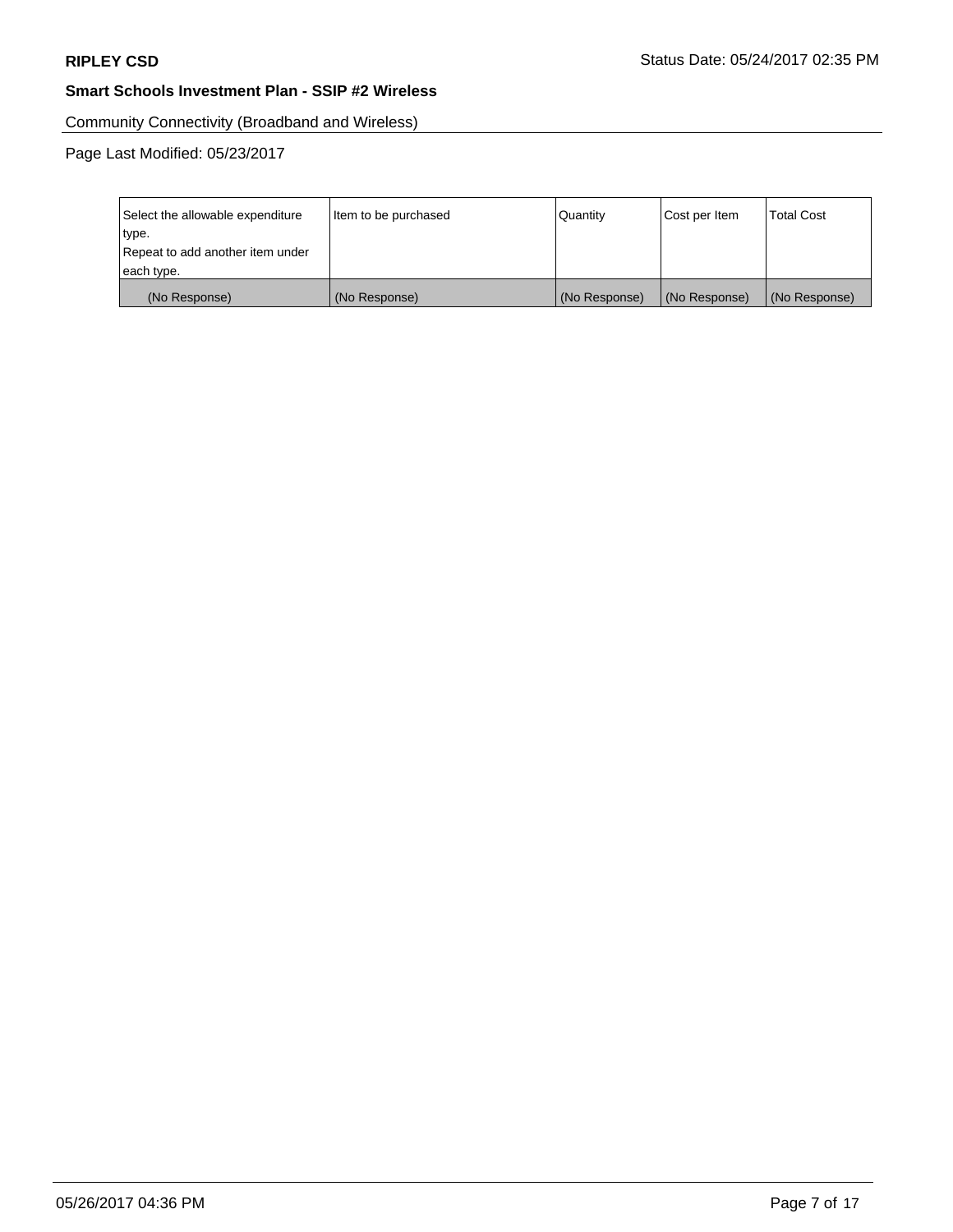Community Connectivity (Broadband and Wireless)

Page Last Modified: 05/23/2017

| Select the allowable expenditure type.<br>Repeat to add another item under each type. | Item to be purchased | Quantity | Cost per Item | Total Cost |
|---|---|---|---|---|
| (No Response) | (No Response) | (No Response) | (No Response) | (No Response) |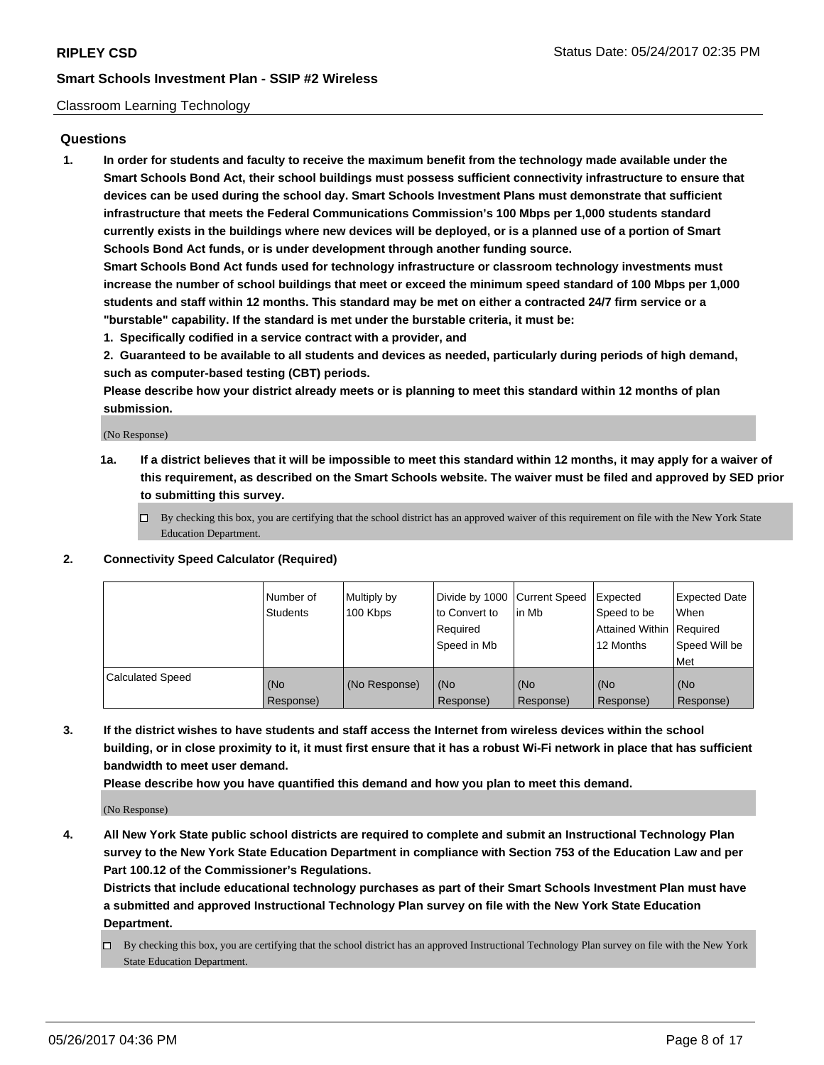Classroom Learning Technology

## Questions

**1. In order for students and faculty to receive the maximum benefit from the technology made available under the Smart Schools Bond Act, their school buildings must possess sufficient connectivity infrastructure to ensure that devices can be used during the school day. Smart Schools Investment Plans must demonstrate that sufficient infrastructure that meets the Federal Communications Commission's 100 Mbps per 1,000 students standard currently exists in the buildings where new devices will be deployed, or is a planned use of a portion of Smart Schools Bond Act funds, or is under development through another funding source.**

**Smart Schools Bond Act funds used for technology infrastructure or classroom technology investments must increase the number of school buildings that meet or exceed the minimum speed standard of 100 Mbps per 1,000 students and staff within 12 months. This standard may be met on either a contracted 24/7 firm service or a "burstable" capability. If the standard is met under the burstable criteria, it must be:**

**1. Specifically codified in a service contract with a provider, and**

**2. Guaranteed to be available to all students and devices as needed, particularly during periods of high demand, such as computer-based testing (CBT) periods.**

**Please describe how your district already meets or is planning to meet this standard within 12 months of plan submission.**

(No Response)

**1a. If a district believes that it will be impossible to meet this standard within 12 months, it may apply for a waiver of this requirement, as described on the Smart Schools website. The waiver must be filed and approved by SED prior to submitting this survey.**

☐ By checking this box, you are certifying that the school district has an approved waiver of this requirement on file with the New York State Education Department.

**2. Connectivity Speed Calculator (Required)**

| | Number of Students | Multiply by 100 Kbps | Divide by 1000 to Convert to Required Speed in Mb | Current Speed in Mb | Expected Speed to be Attained Within 12 Months | Expected Date When Required Speed Will be Met |
|---|---|---|---|---|---|---|
| Calculated Speed | (No Response) | (No Response) | (No Response) | (No Response) | (No Response) | (No Response) |

**3. If the district wishes to have students and staff access the Internet from wireless devices within the school building, or in close proximity to it, it must first ensure that it has a robust Wi-Fi network in place that has sufficient bandwidth to meet user demand.**

**Please describe how you have quantified this demand and how you plan to meet this demand.**

(No Response)

**4. All New York State public school districts are required to complete and submit an Instructional Technology Plan survey to the New York State Education Department in compliance with Section 753 of the Education Law and per Part 100.12 of the Commissioner's Regulations.**

**Districts that include educational technology purchases as part of their Smart Schools Investment Plan must have a submitted and approved Instructional Technology Plan survey on file with the New York State Education Department.**

☐ By checking this box, you are certifying that the school district has an approved Instructional Technology Plan survey on file with the New York State Education Department.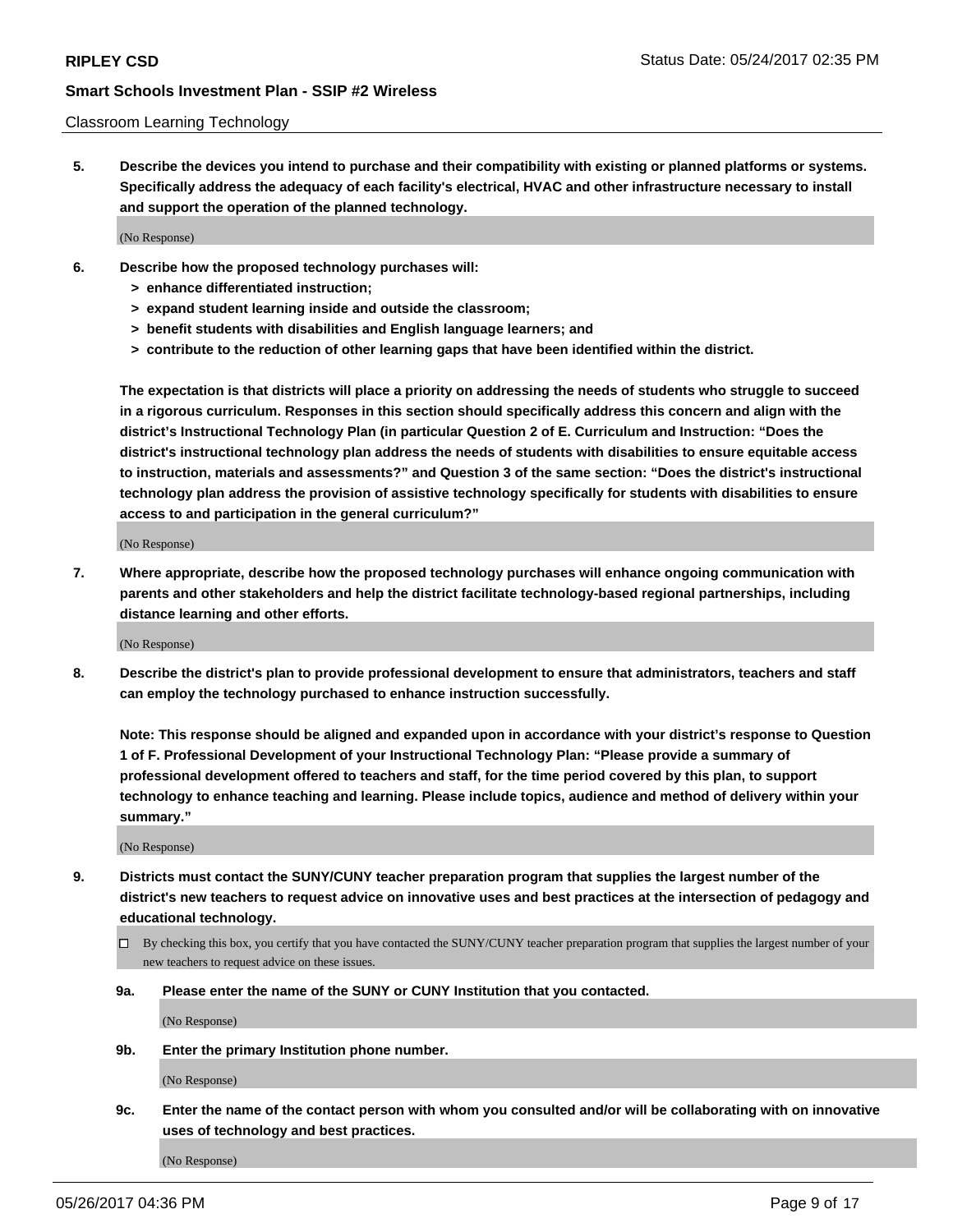Classroom Learning Technology

**5. Describe the devices you intend to purchase and their compatibility with existing or planned platforms or systems. Specifically address the adequacy of each facility's electrical, HVAC and other infrastructure necessary to install and support the operation of the planned technology.**

(No Response)

**6. Describe how the proposed technology purchases will:**
**> enhance differentiated instruction;**
**> expand student learning inside and outside the classroom;**
**> benefit students with disabilities and English language learners; and**
**> contribute to the reduction of other learning gaps that have been identified within the district.**

**The expectation is that districts will place a priority on addressing the needs of students who struggle to succeed in a rigorous curriculum. Responses in this section should specifically address this concern and align with the district's Instructional Technology Plan (in particular Question 2 of E. Curriculum and Instruction: "Does the district's instructional technology plan address the needs of students with disabilities to ensure equitable access to instruction, materials and assessments?" and Question 3 of the same section: "Does the district's instructional technology plan address the provision of assistive technology specifically for students with disabilities to ensure access to and participation in the general curriculum?"**

(No Response)

**7. Where appropriate, describe how the proposed technology purchases will enhance ongoing communication with parents and other stakeholders and help the district facilitate technology-based regional partnerships, including distance learning and other efforts.**

(No Response)

**8. Describe the district's plan to provide professional development to ensure that administrators, teachers and staff can employ the technology purchased to enhance instruction successfully.**

**Note: This response should be aligned and expanded upon in accordance with your district's response to Question 1 of F. Professional Development of your Instructional Technology Plan: "Please provide a summary of professional development offered to teachers and staff, for the time period covered by this plan, to support technology to enhance teaching and learning. Please include topics, audience and method of delivery within your summary."**

(No Response)

**9. Districts must contact the SUNY/CUNY teacher preparation program that supplies the largest number of the district's new teachers to request advice on innovative uses and best practices at the intersection of pedagogy and educational technology.**

☐ By checking this box, you certify that you have contacted the SUNY/CUNY teacher preparation program that supplies the largest number of your new teachers to request advice on these issues.

**9a. Please enter the name of the SUNY or CUNY Institution that you contacted.**

(No Response)

**9b. Enter the primary Institution phone number.**

(No Response)

**9c. Enter the name of the contact person with whom you consulted and/or will be collaborating with on innovative uses of technology and best practices.**

(No Response)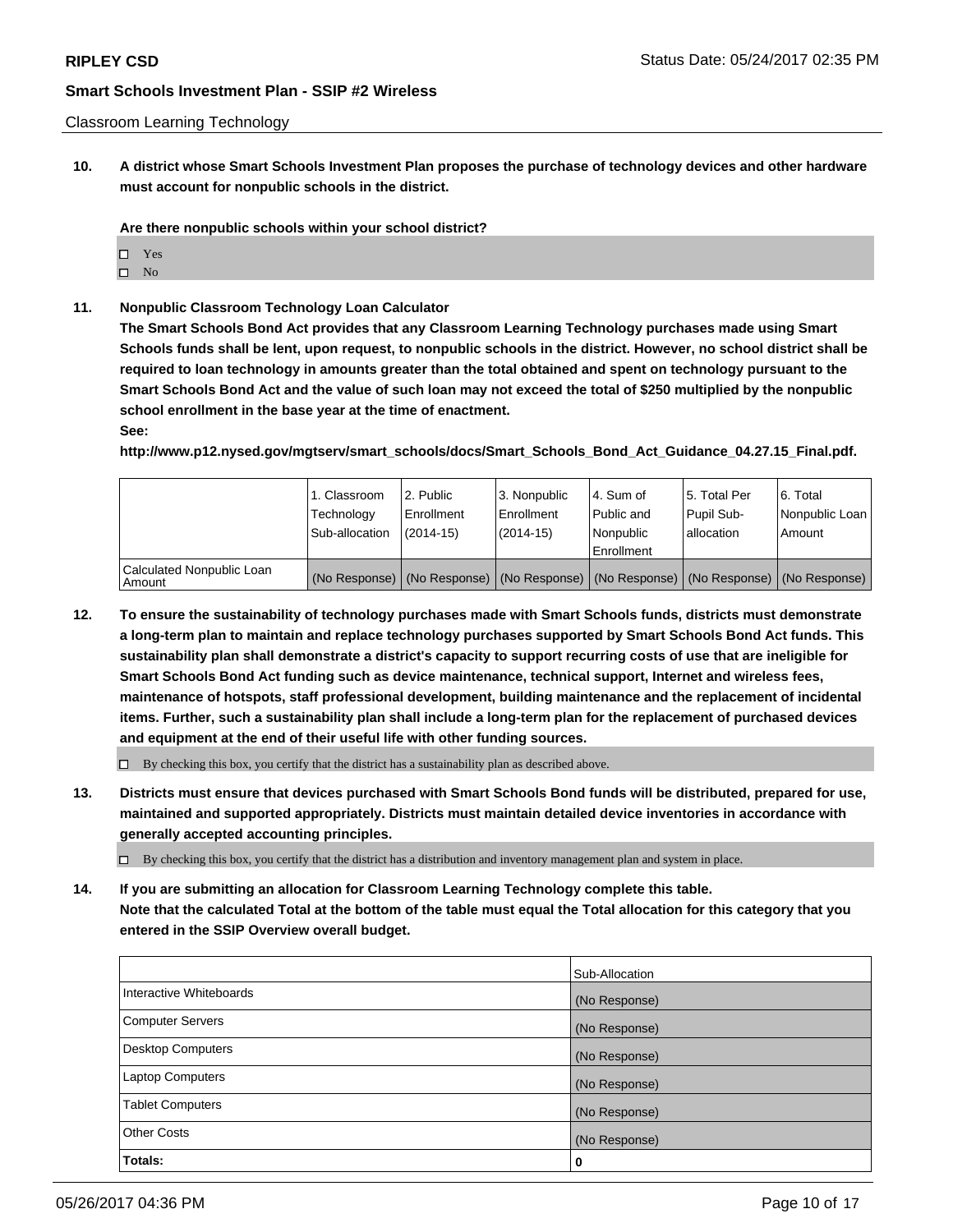Classroom Learning Technology

**10. A district whose Smart Schools Investment Plan proposes the purchase of technology devices and other hardware must account for nonpublic schools in the district.**

**Are there nonpublic schools within your school district?**

- ☐ Yes
- ☐ No

**11. Nonpublic Classroom Technology Loan Calculator**

**The Smart Schools Bond Act provides that any Classroom Learning Technology purchases made using Smart Schools funds shall be lent, upon request, to nonpublic schools in the district. However, no school district shall be required to loan technology in amounts greater than the total obtained and spent on technology pursuant to the Smart Schools Bond Act and the value of such loan may not exceed the total of $250 multiplied by the nonpublic school enrollment in the base year at the time of enactment.**

**See:**

**http://www.p12.nysed.gov/mgtserv/smart_schools/docs/Smart_Schools_Bond_Act_Guidance_04.27.15_Final.pdf.**

| | 1. Classroom Technology Sub-allocation | 2. Public Enrollment (2014-15) | 3. Nonpublic Enrollment (2014-15) | 4. Sum of Public and Nonpublic Enrollment | 5. Total Per Pupil Sub-allocation | 6. Total Nonpublic Loan Amount |
|---|---|---|---|---|---|---|
| Calculated Nonpublic Loan Amount | (No Response) | (No Response) | (No Response) | (No Response) | (No Response) | (No Response) |

**12. To ensure the sustainability of technology purchases made with Smart Schools funds, districts must demonstrate a long-term plan to maintain and replace technology purchases supported by Smart Schools Bond Act funds. This sustainability plan shall demonstrate a district's capacity to support recurring costs of use that are ineligible for Smart Schools Bond Act funding such as device maintenance, technical support, Internet and wireless fees, maintenance of hotspots, staff professional development, building maintenance and the replacement of incidental items. Further, such a sustainability plan shall include a long-term plan for the replacement of purchased devices and equipment at the end of their useful life with other funding sources.**

- ☐ By checking this box, you certify that the district has a sustainability plan as described above.

**13. Districts must ensure that devices purchased with Smart Schools Bond funds will be distributed, prepared for use, maintained and supported appropriately. Districts must maintain detailed device inventories in accordance with generally accepted accounting principles.**

- ☐ By checking this box, you certify that the district has a distribution and inventory management plan and system in place.

**14. If you are submitting an allocation for Classroom Learning Technology complete this table.**
**Note that the calculated Total at the bottom of the table must equal the Total allocation for this category that you entered in the SSIP Overview overall budget.**

| | Sub-Allocation |
|---|---|
| Interactive Whiteboards | (No Response) |
| Computer Servers | (No Response) |
| Desktop Computers | (No Response) |
| Laptop Computers | (No Response) |
| Tablet Computers | (No Response) |
| Other Costs | (No Response) |
| **Totals:** | **0** |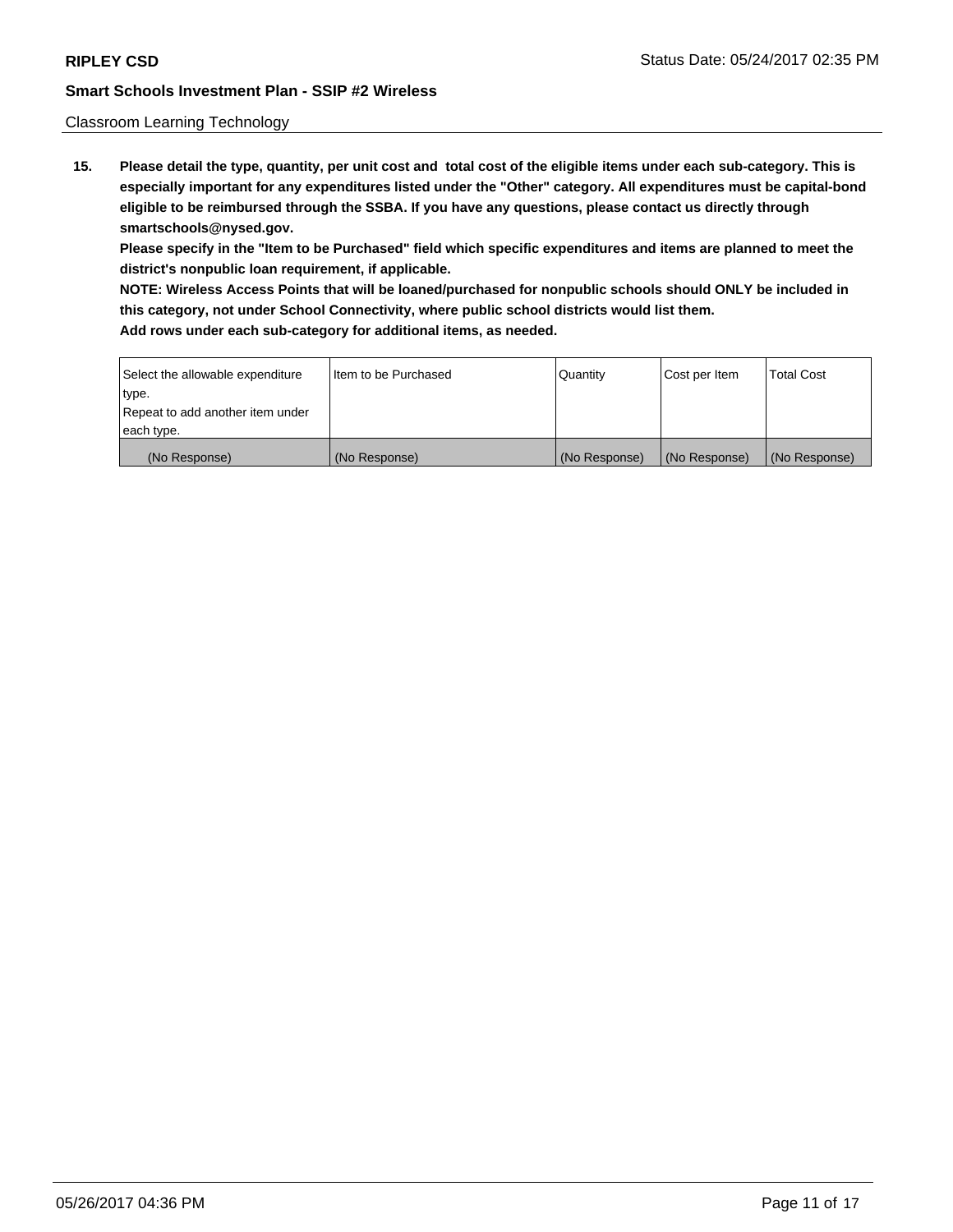Classroom Learning Technology

**15. Please detail the type, quantity, per unit cost and total cost of the eligible items under each sub-category. This is especially important for any expenditures listed under the "Other" category. All expenditures must be capital-bond eligible to be reimbursed through the SSBA. If you have any questions, please contact us directly through smartschools@nysed.gov.**

**Please specify in the "Item to be Purchased" field which specific expenditures and items are planned to meet the district's nonpublic loan requirement, if applicable.**

**NOTE: Wireless Access Points that will be loaned/purchased for nonpublic schools should ONLY be included in this category, not under School Connectivity, where public school districts would list them.**

**Add rows under each sub-category for additional items, as needed.**

| Select the allowable expenditure type.<br>Repeat to add another item under each type. | Item to be Purchased | Quantity | Cost per Item | Total Cost |
|---|---|---|---|---|
| (No Response) | (No Response) | (No Response) | (No Response) | (No Response) |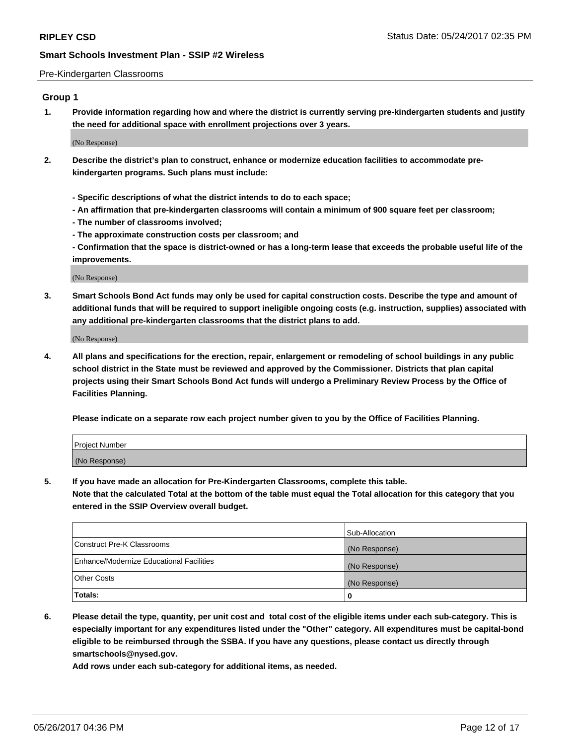Pre-Kindergarten Classrooms

## Group 1

**1. Provide information regarding how and where the district is currently serving pre-kindergarten students and justify the need for additional space with enrollment projections over 3 years.**

(No Response)

**2. Describe the district's plan to construct, enhance or modernize education facilities to accommodate pre-kindergarten programs. Such plans must include:**

**- Specific descriptions of what the district intends to do to each space;**
**- An affirmation that pre-kindergarten classrooms will contain a minimum of 900 square feet per classroom;**
**- The number of classrooms involved;**
**- The approximate construction costs per classroom; and**
**- Confirmation that the space is district-owned or has a long-term lease that exceeds the probable useful life of the improvements.**

(No Response)

**3. Smart Schools Bond Act funds may only be used for capital construction costs. Describe the type and amount of additional funds that will be required to support ineligible ongoing costs (e.g. instruction, supplies) associated with any additional pre-kindergarten classrooms that the district plans to add.**

(No Response)

**4. All plans and specifications for the erection, repair, enlargement or remodeling of school buildings in any public school district in the State must be reviewed and approved by the Commissioner. Districts that plan capital projects using their Smart Schools Bond Act funds will undergo a Preliminary Review Process by the Office of Facilities Planning.**

**Please indicate on a separate row each project number given to you by the Office of Facilities Planning.**

| Project Number |
| --- |
| (No Response) |

**5. If you have made an allocation for Pre-Kindergarten Classrooms, complete this table.**
**Note that the calculated Total at the bottom of the table must equal the Total allocation for this category that you entered in the SSIP Overview overall budget.**

| | Sub-Allocation |
| --- | --- |
| Construct Pre-K Classrooms | (No Response) |
| Enhance/Modernize Educational Facilities | (No Response) |
| Other Costs | (No Response) |
| **Totals:** | **0** |

**6. Please detail the type, quantity, per unit cost and total cost of the eligible items under each sub-category. This is especially important for any expenditures listed under the "Other" category. All expenditures must be capital-bond eligible to be reimbursed through the SSBA. If you have any questions, please contact us directly through smartschools@nysed.gov.**
**Add rows under each sub-category for additional items, as needed.**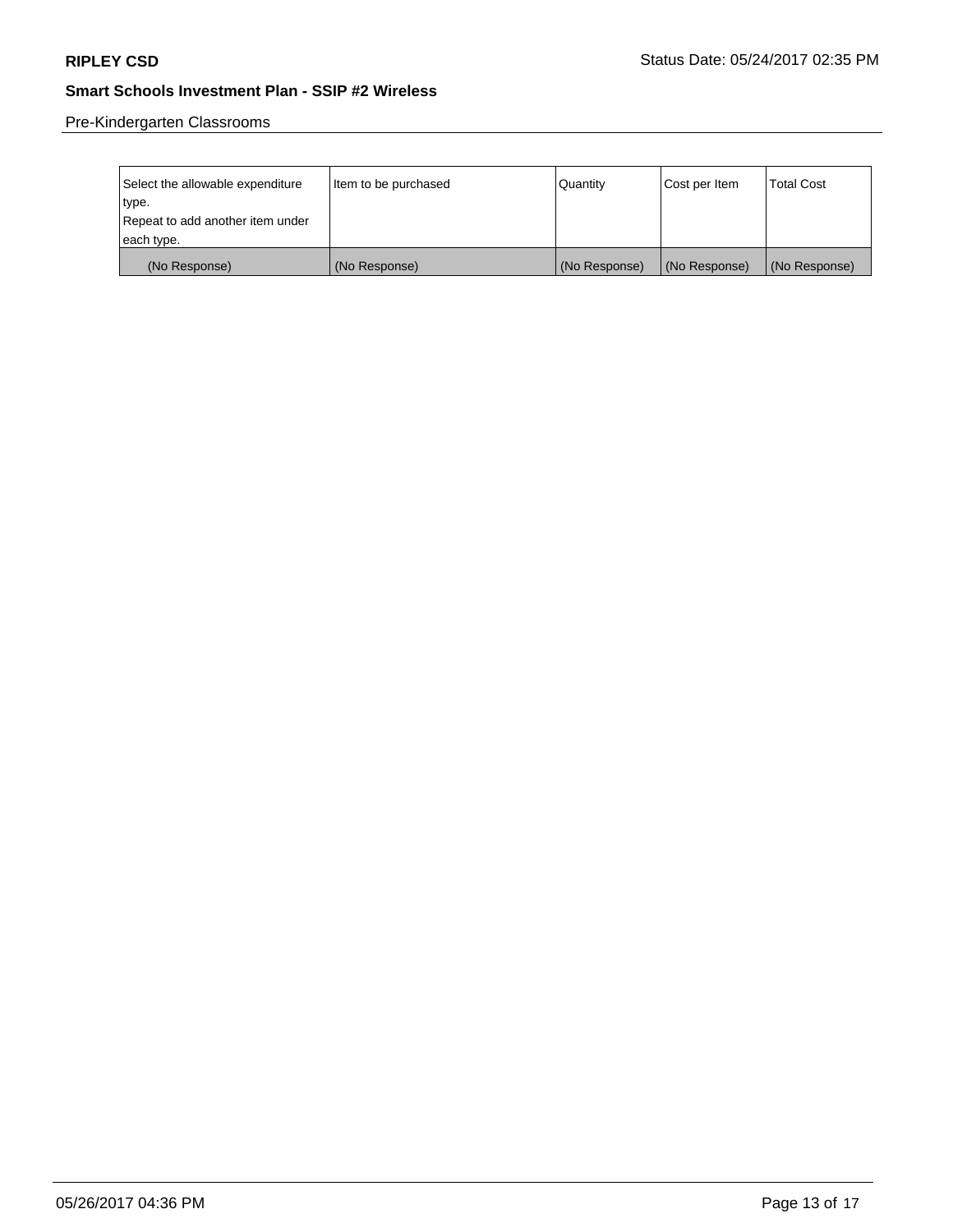Pre-Kindergarten Classrooms

| Select the allowable expenditure type. Repeat to add another item under each type. | Item to be purchased | Quantity | Cost per Item | Total Cost |
|---|---|---|---|---|
| (No Response) | (No Response) | (No Response) | (No Response) | (No Response) |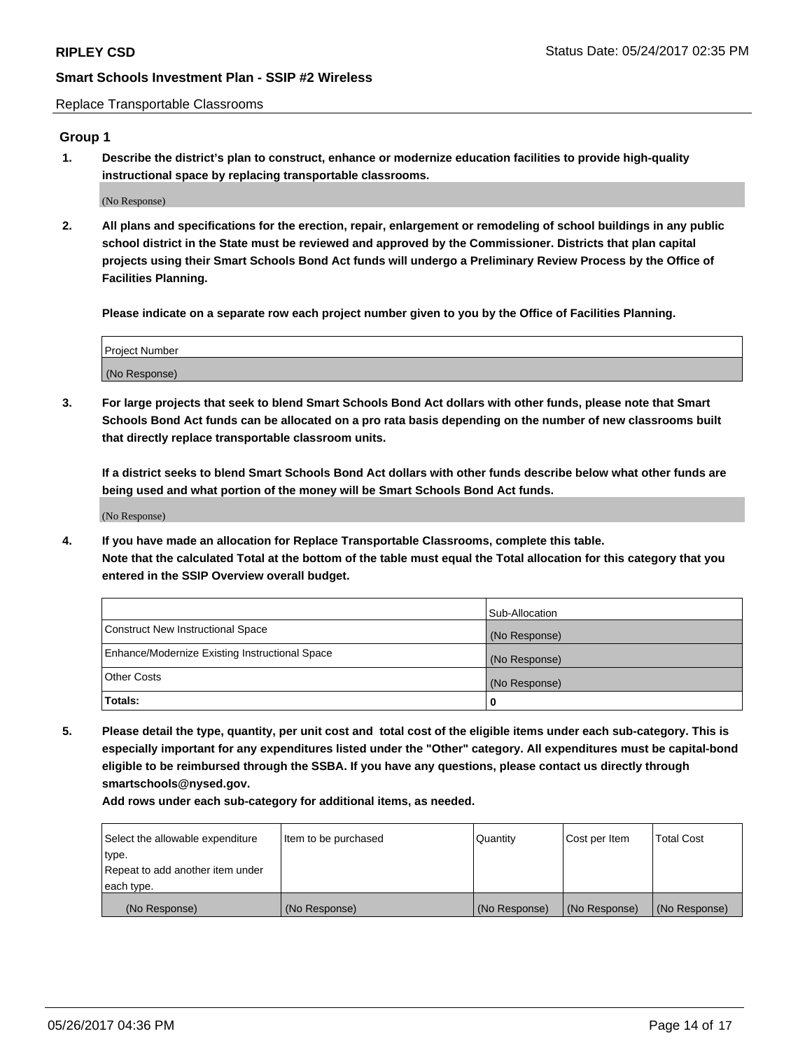Replace Transportable Classrooms

## Group 1

**1. Describe the district's plan to construct, enhance or modernize education facilities to provide high-quality instructional space by replacing transportable classrooms.**

(No Response)

**2. All plans and specifications for the erection, repair, enlargement or remodeling of school buildings in any public school district in the State must be reviewed and approved by the Commissioner. Districts that plan capital projects using their Smart Schools Bond Act funds will undergo a Preliminary Review Process by the Office of Facilities Planning.**

**Please indicate on a separate row each project number given to you by the Office of Facilities Planning.**

| Project Number |
|---|
| (No Response) |

**3. For large projects that seek to blend Smart Schools Bond Act dollars with other funds, please note that Smart Schools Bond Act funds can be allocated on a pro rata basis depending on the number of new classrooms built that directly replace transportable classroom units.**

**If a district seeks to blend Smart Schools Bond Act dollars with other funds describe below what other funds are being used and what portion of the money will be Smart Schools Bond Act funds.**

(No Response)

**4. If you have made an allocation for Replace Transportable Classrooms, complete this table. Note that the calculated Total at the bottom of the table must equal the Total allocation for this category that you entered in the SSIP Overview overall budget.**

| | Sub-Allocation |
|---|---|
| Construct New Instructional Space | (No Response) |
| Enhance/Modernize Existing Instructional Space | (No Response) |
| Other Costs | (No Response) |
| **Totals:** | **0** |

**5. Please detail the type, quantity, per unit cost and total cost of the eligible items under each sub-category. This is especially important for any expenditures listed under the "Other" category. All expenditures must be capital-bond eligible to be reimbursed through the SSBA. If you have any questions, please contact us directly through smartschools@nysed.gov.**

**Add rows under each sub-category for additional items, as needed.**

| Select the allowable expenditure type. Repeat to add another item under each type. | Item to be purchased | Quantity | Cost per Item | Total Cost |
|---|---|---|---|---|
| (No Response) | (No Response) | (No Response) | (No Response) | (No Response) |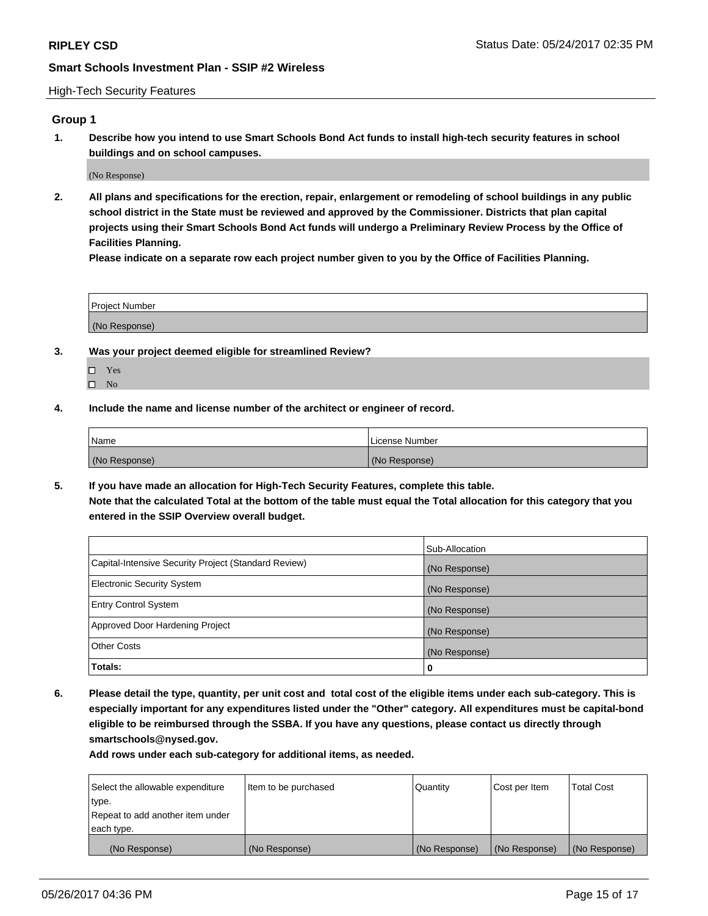High-Tech Security Features

## Group 1

**1. Describe how you intend to use Smart Schools Bond Act funds to install high-tech security features in school buildings and on school campuses.**

(No Response)

**2. All plans and specifications for the erection, repair, enlargement or remodeling of school buildings in any public school district in the State must be reviewed and approved by the Commissioner. Districts that plan capital projects using their Smart Schools Bond Act funds will undergo a Preliminary Review Process by the Office of Facilities Planning.**

**Please indicate on a separate row each project number given to you by the Office of Facilities Planning.**

| Project Number |
| --- |
| (No Response) |

**3. Was your project deemed eligible for streamlined Review?**

- ☐ Yes
- ☐ No

**4. Include the name and license number of the architect or engineer of record.**

| Name | License Number |
| --- | --- |
| (No Response) | (No Response) |

**5. If you have made an allocation for High-Tech Security Features, complete this table.**
**Note that the calculated Total at the bottom of the table must equal the Total allocation for this category that you entered in the SSIP Overview overall budget.**

| | Sub-Allocation |
| --- | --- |
| Capital-Intensive Security Project (Standard Review) | (No Response) |
| Electronic Security System | (No Response) |
| Entry Control System | (No Response) |
| Approved Door Hardening Project | (No Response) |
| Other Costs | (No Response) |
| **Totals:** | **0** |

**6. Please detail the type, quantity, per unit cost and total cost of the eligible items under each sub-category. This is especially important for any expenditures listed under the "Other" category. All expenditures must be capital-bond eligible to be reimbursed through the SSBA. If you have any questions, please contact us directly through smartschools@nysed.gov.**

**Add rows under each sub-category for additional items, as needed.**

| Select the allowable expenditure type. Repeat to add another item under each type. | Item to be purchased | Quantity | Cost per Item | Total Cost |
| --- | --- | --- | --- | --- |
| (No Response) | (No Response) | (No Response) | (No Response) | (No Response) |